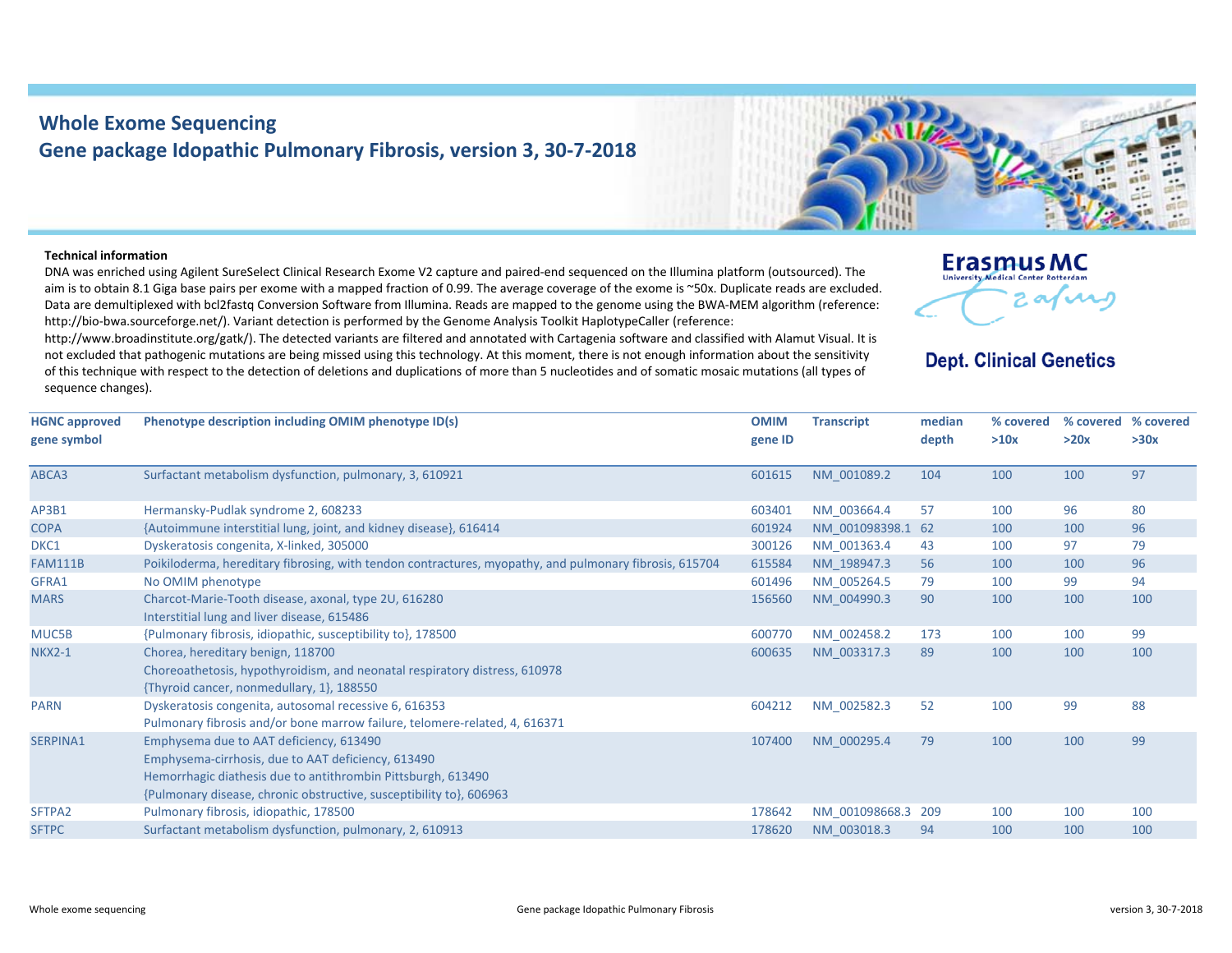# Whole Exome Sequencing
## Gene package Idopathic Pulmonary Fibrosis, version 3, 30-7-2018

**Technical information**

DNA was enriched using Agilent SureSelect Clinical Research Exome V2 capture and paired-end sequenced on the Illumina platform (outsourced). The aim is to obtain 8.1 Giga base pairs per exome with a mapped fraction of 0.99. The average coverage of the exome is ~50x. Duplicate reads are excluded. Data are demultiplexed with bcl2fastq Conversion Software from Illumina. Reads are mapped to the genome using the BWA-MEM algorithm (reference: http://bio-bwa.sourceforge.net/). Variant detection is performed by the Genome Analysis Toolkit HaplotypeCaller (reference: http://www.broadinstitute.org/gatk/). The detected variants are filtered and annotated with Cartagenia software and classified with Alamut Visual. It is not excluded that pathogenic mutations are being missed using this technology. At this moment, there is not enough information about the sensitivity of this technique with respect to the detection of deletions and duplications of more than 5 nucleotides and of somatic mosaic mutations (all types of sequence changes).

**Erasmus MC**
University Medical Center Rotterdam

**Dept. Clinical Genetics**

| HGNC approved gene symbol | Phenotype description including OMIM phenotype ID(s) | OMIM gene ID | Transcript | median depth | % covered >10x | % covered >20x | % covered >30x |
|---|---|---|---|---|---|---|---|
| ABCA3 | Surfactant metabolism dysfunction, pulmonary, 3, 610921 | 601615 | NM_001089.2 | 104 | 100 | 100 | 97 |
| AP3B1 | Hermansky-Pudlak syndrome 2, 608233 | 603401 | NM_003664.4 | 57 | 100 | 96 | 80 |
| COPA | {Autoimmune interstitial lung, joint, and kidney disease}, 616414 | 601924 | NM_001098398.1 | 62 | 100 | 100 | 96 |
| DKC1 | Dyskeratosis congenita, X-linked, 305000 | 300126 | NM_001363.4 | 43 | 100 | 97 | 79 |
| FAM111B | Poikiloderma, hereditary fibrosing, with tendon contractures, myopathy, and pulmonary fibrosis, 615704 | 615584 | NM_198947.3 | 56 | 100 | 100 | 96 |
| GFRA1 | No OMIM phenotype | 601496 | NM_005264.5 | 79 | 100 | 99 | 94 |
| MARS | Charcot-Marie-Tooth disease, axonal, type 2U, 616280<br>Interstitial lung and liver disease, 615486 | 156560 | NM_004990.3 | 90 | 100 | 100 | 100 |
| MUC5B | {Pulmonary fibrosis, idiopathic, susceptibility to}, 178500 | 600770 | NM_002458.2 | 173 | 100 | 100 | 99 |
| NKX2-1 | Chorea, hereditary benign, 118700<br>Choreoathetosis, hypothyroidism, and neonatal respiratory distress, 610978<br>{Thyroid cancer, nonmedullary, 1}, 188550 | 600635 | NM_003317.3 | 89 | 100 | 100 | 100 |
| PARN | Dyskeratosis congenita, autosomal recessive 6, 616353<br>Pulmonary fibrosis and/or bone marrow failure, telomere-related, 4, 616371 | 604212 | NM_002582.3 | 52 | 100 | 99 | 88 |
| SERPINA1 | Emphysema due to AAT deficiency, 613490<br>Emphysema-cirrhosis, due to AAT deficiency, 613490<br>Hemorrhagic diathesis due to antithrombin Pittsburgh, 613490<br>{Pulmonary disease, chronic obstructive, susceptibility to}, 606963 | 107400 | NM_000295.4 | 79 | 100 | 100 | 99 |
| SFTPA2 | Pulmonary fibrosis, idiopathic, 178500 | 178642 | NM_001098668.3 | 209 | 100 | 100 | 100 |
| SFTPC | Surfactant metabolism dysfunction, pulmonary, 2, 610913 | 178620 | NM_003018.3 | 94 | 100 | 100 | 100 |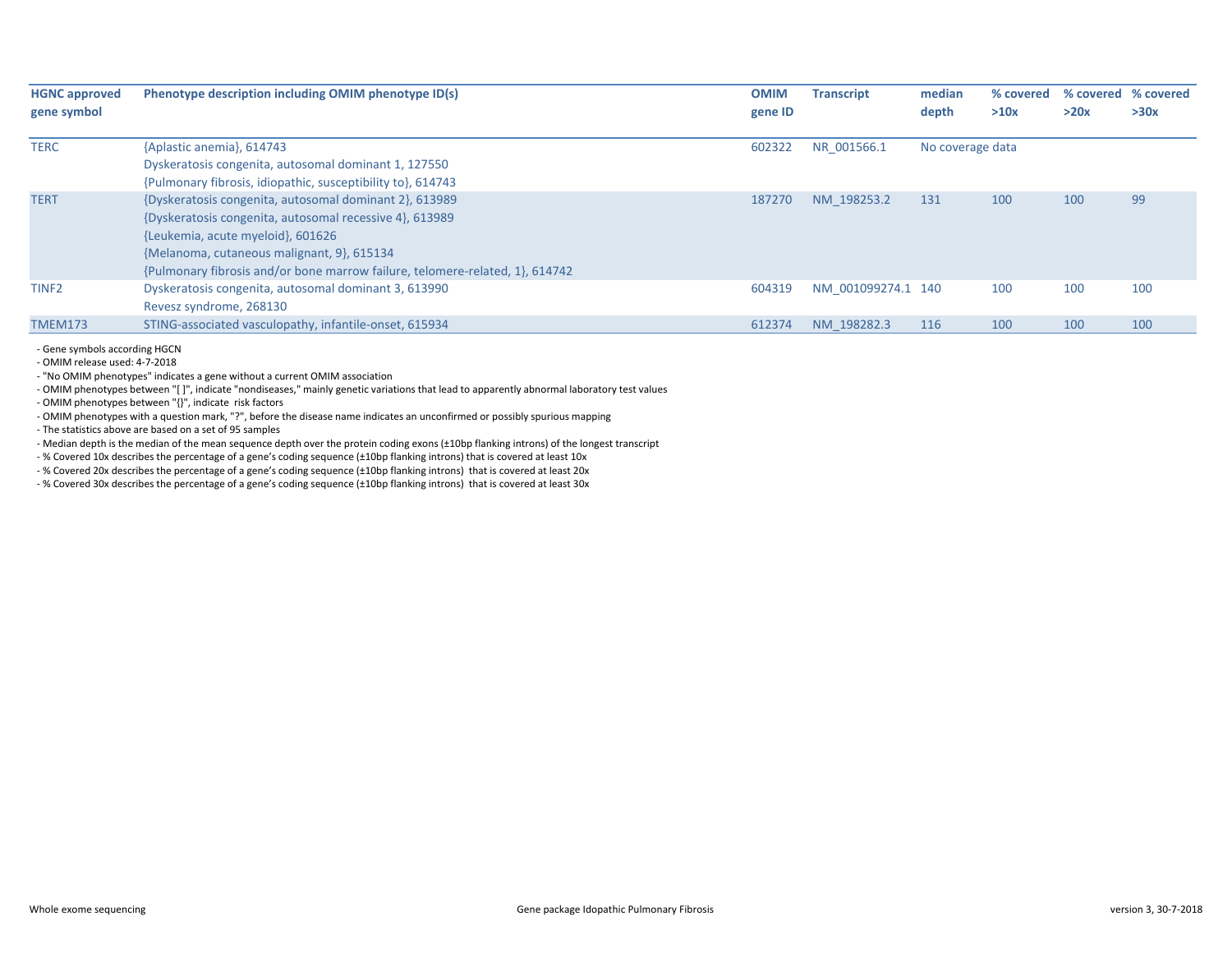| HGNC approved gene symbol | Phenotype description including OMIM phenotype ID(s) | OMIM gene ID | Transcript | median depth | % covered >10x | % covered >20x | % covered >30x |
|---|---|---|---|---|---|---|---|
| TERC | {Aplastic anemia}, 614743<br>Dyskeratosis congenita, autosomal dominant 1, 127550<br>{Pulmonary fibrosis, idiopathic, susceptibility to}, 614743 | 602322 | NR_001566.1 | No coverage data | | | |
| TERT | {Dyskeratosis congenita, autosomal dominant 2}, 613989<br>{Dyskeratosis congenita, autosomal recessive 4}, 613989<br>{Leukemia, acute myeloid}, 601626<br>{Melanoma, cutaneous malignant, 9}, 615134<br>{Pulmonary fibrosis and/or bone marrow failure, telomere-related, 1}, 614742 | 187270 | NM_198253.2 | 131 | 100 | 100 | 99 |
| TINF2 | Dyskeratosis congenita, autosomal dominant 3, 613990<br>Revesz syndrome, 268130 | 604319 | NM_001099274.1 | 140 | 100 | 100 | 100 |
| TMEM173 | STING-associated vasculopathy, infantile-onset, 615934 | 612374 | NM_198282.3 | 116 | 100 | 100 | 100 |

- Gene symbols according HGCN
- OMIM release used: 4-7-2018
- "No OMIM phenotypes" indicates a gene without a current OMIM association
- OMIM phenotypes between "[ ]", indicate "nondiseases," mainly genetic variations that lead to apparently abnormal laboratory test values
- OMIM phenotypes between "{}", indicate risk factors
- OMIM phenotypes with a question mark, "?", before the disease name indicates an unconfirmed or possibly spurious mapping
- The statistics above are based on a set of 95 samples
- Median depth is the median of the mean sequence depth over the protein coding exons (±10bp flanking introns) of the longest transcript
- % Covered 10x describes the percentage of a gene's coding sequence (±10bp flanking introns) that is covered at least 10x
- % Covered 20x describes the percentage of a gene's coding sequence (±10bp flanking introns) that is covered at least 20x
- % Covered 30x describes the percentage of a gene's coding sequence (±10bp flanking introns) that is covered at least 30x